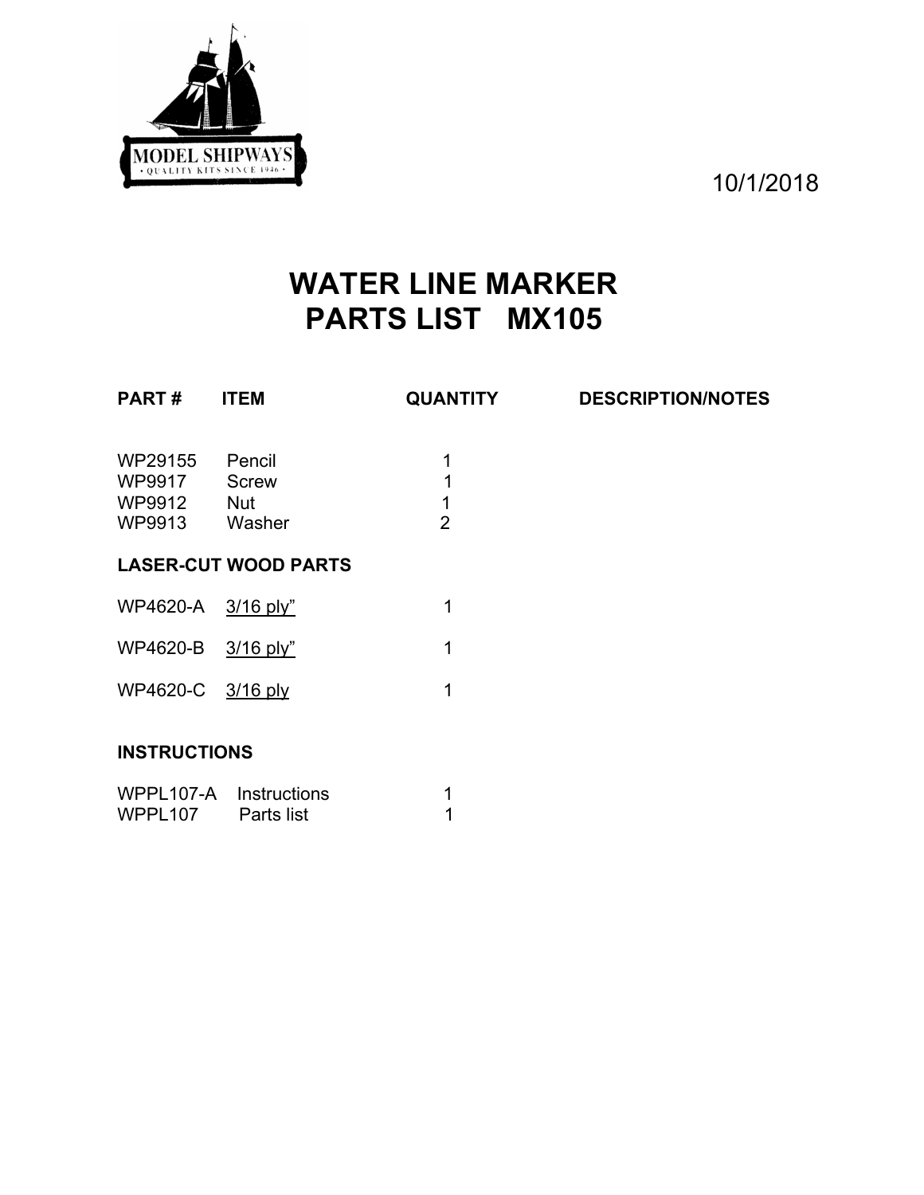MODEL SHIPWAYS
• QUALITY KITS SINCE 1946 •

10/1/2018

# WATER LINE MARKER
# PARTS LIST MX105

| PART # | ITEM | QUANTITY | DESCRIPTION/NOTES |
|---|---|---|---|
| WP29155 | Pencil | 1 | |
| WP9917 | Screw | 1 | |
| WP9912 | Nut | 1 | |
| WP9913 | Washer | 2 | |
| **LASER-CUT WOOD PARTS** | | | |
| WP4620-A | 3/16 ply” | 1 | |
| WP4620-B | 3/16 ply” | 1 | |
| WP4620-C | 3/16 ply | 1 | |
| **INSTRUCTIONS** | | | |
| WPPL107-A | Instructions | 1 | |
| WPPL107 | Parts list | 1 | |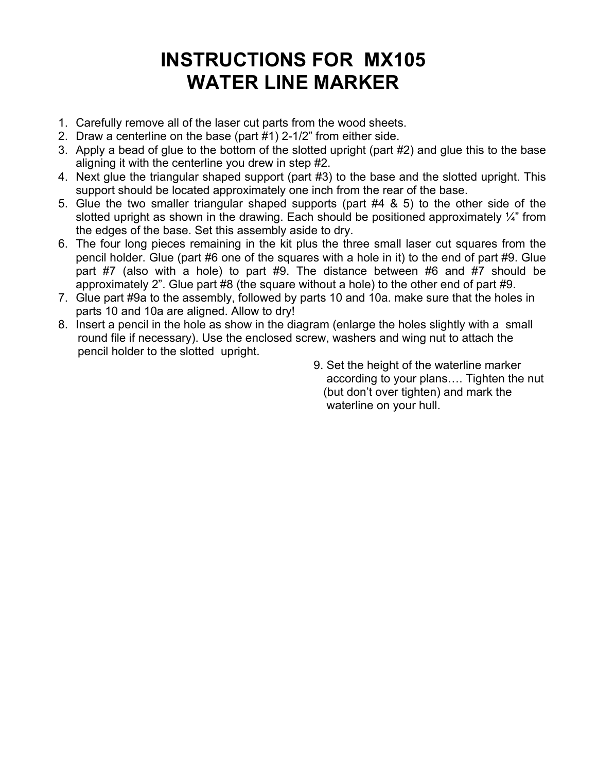# INSTRUCTIONS FOR MX105
# WATER LINE MARKER

1. Carefully remove all of the laser cut parts from the wood sheets.
2. Draw a centerline on the base (part #1) 2-1/2" from either side.
3. Apply a bead of glue to the bottom of the slotted upright (part #2) and glue this to the base aligning it with the centerline you drew in step #2.
4. Next glue the triangular shaped support (part #3) to the base and the slotted upright. This support should be located approximately one inch from the rear of the base.
5. Glue the two smaller triangular shaped supports (part #4 & 5) to the other side of the slotted upright as shown in the drawing. Each should be positioned approximately ¼" from the edges of the base. Set this assembly aside to dry.
6. The four long pieces remaining in the kit plus the three small laser cut squares from the pencil holder. Glue (part #6 one of the squares with a hole in it) to the end of part #9. Glue part #7 (also with a hole) to part #9. The distance between #6 and #7 should be approximately 2". Glue part #8 (the square without a hole) to the other end of part #9.
7. Glue part #9a to the assembly, followed by parts 10 and 10a. make sure that the holes in parts 10 and 10a are aligned. Allow to dry!
8. Insert a pencil in the hole as show in the diagram (enlarge the holes slightly with a small round file if necessary). Use the enclosed screw, washers and wing nut to attach the pencil holder to the slotted upright.
9. Set the height of the waterline marker according to your plans…. Tighten the nut (but don't over tighten) and mark the waterline on your hull.